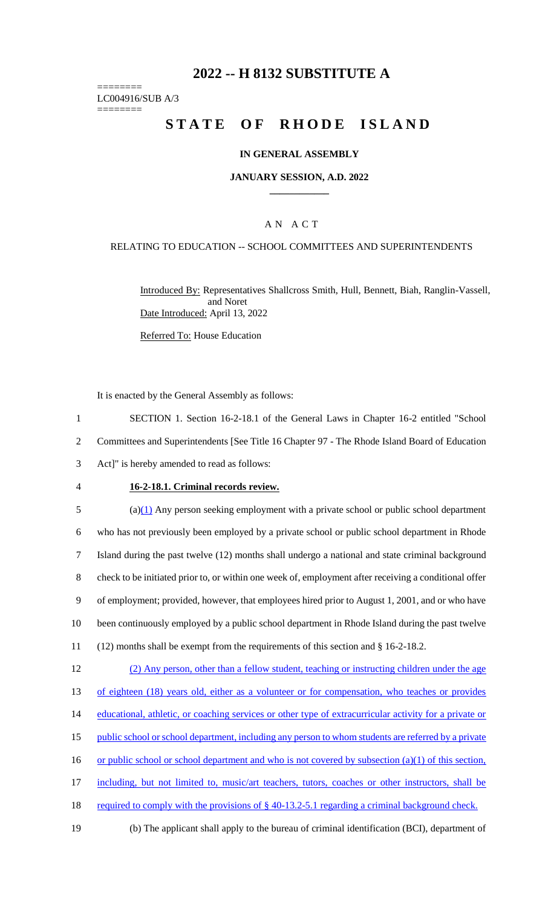# 2022 -- H 8132 SUBSTITUTE A

========
LC004916/SUB A/3
========

## STATE OF RHODE ISLAND

### IN GENERAL ASSEMBLY

### JANUARY SESSION, A.D. 2022

---

### A N A C T

RELATING TO EDUCATION -- SCHOOL COMMITTEES AND SUPERINTENDENTS

Introduced By: Representatives Shallcross Smith, Hull, Bennett, Biah, Ranglin-Vassell, and Noret

Date Introduced: April 13, 2022

Referred To: House Education

It is enacted by the General Assembly as follows:

1 SECTION 1. Section 16-2-18.1 of the General Laws in Chapter 16-2 entitled "School
2 Committees and Superintendents [See Title 16 Chapter 97 - The Rhode Island Board of Education
3 Act]" is hereby amended to read as follows:

4 **16-2-18.1. Criminal records review.**

5 (a)(1) Any person seeking employment with a private school or public school department
6 who has not previously been employed by a private school or public school department in Rhode
7 Island during the past twelve (12) months shall undergo a national and state criminal background
8 check to be initiated prior to, or within one week of, employment after receiving a conditional offer
9 of employment; provided, however, that employees hired prior to August 1, 2001, and or who have
10 been continuously employed by a public school department in Rhode Island during the past twelve
11 (12) months shall be exempt from the requirements of this section and § 16-2-18.2.

12 (2) Any person, other than a fellow student, teaching or instructing children under the age
13 of eighteen (18) years old, either as a volunteer or for compensation, who teaches or provides
14 educational, athletic, or coaching services or other type of extracurricular activity for a private or
15 public school or school department, including any person to whom students are referred by a private
16 or public school or school department and who is not covered by subsection (a)(1) of this section,
17 including, but not limited to, music/art teachers, tutors, coaches or other instructors, shall be
18 required to comply with the provisions of § 40-13.2-5.1 regarding a criminal background check.

19 (b) The applicant shall apply to the bureau of criminal identification (BCI), department of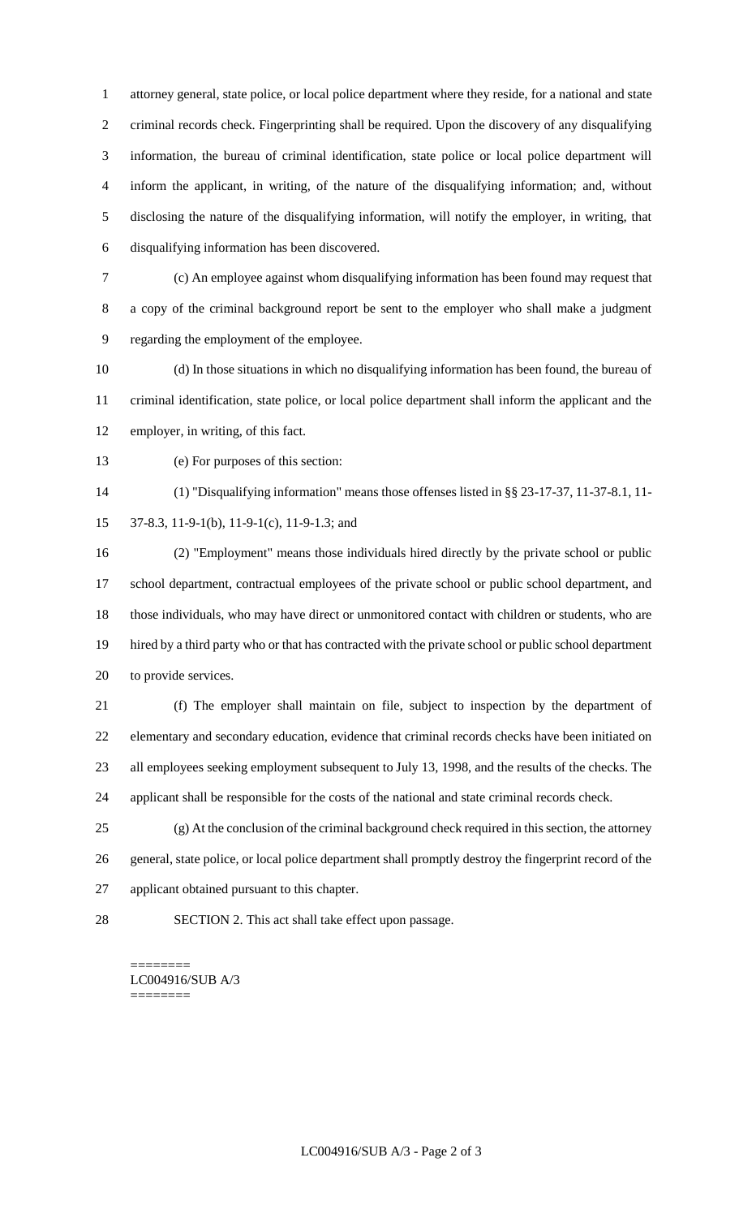attorney general, state police, or local police department where they reside, for a national and state criminal records check. Fingerprinting shall be required. Upon the discovery of any disqualifying information, the bureau of criminal identification, state police or local police department will inform the applicant, in writing, of the nature of the disqualifying information; and, without disclosing the nature of the disqualifying information, will notify the employer, in writing, that disqualifying information has been discovered.

(c) An employee against whom disqualifying information has been found may request that a copy of the criminal background report be sent to the employer who shall make a judgment regarding the employment of the employee.

(d) In those situations in which no disqualifying information has been found, the bureau of criminal identification, state police, or local police department shall inform the applicant and the employer, in writing, of this fact.

(e) For purposes of this section:

(1) "Disqualifying information" means those offenses listed in §§ 23-17-37, 11-37-8.1, 11-37-8.3, 11-9-1(b), 11-9-1(c), 11-9-1.3; and

(2) "Employment" means those individuals hired directly by the private school or public school department, contractual employees of the private school or public school department, and those individuals, who may have direct or unmonitored contact with children or students, who are hired by a third party who or that has contracted with the private school or public school department to provide services.

(f) The employer shall maintain on file, subject to inspection by the department of elementary and secondary education, evidence that criminal records checks have been initiated on all employees seeking employment subsequent to July 13, 1998, and the results of the checks. The applicant shall be responsible for the costs of the national and state criminal records check.

(g) At the conclusion of the criminal background check required in this section, the attorney general, state police, or local police department shall promptly destroy the fingerprint record of the applicant obtained pursuant to this chapter.

SECTION 2. This act shall take effect upon passage.

========
LC004916/SUB A/3
========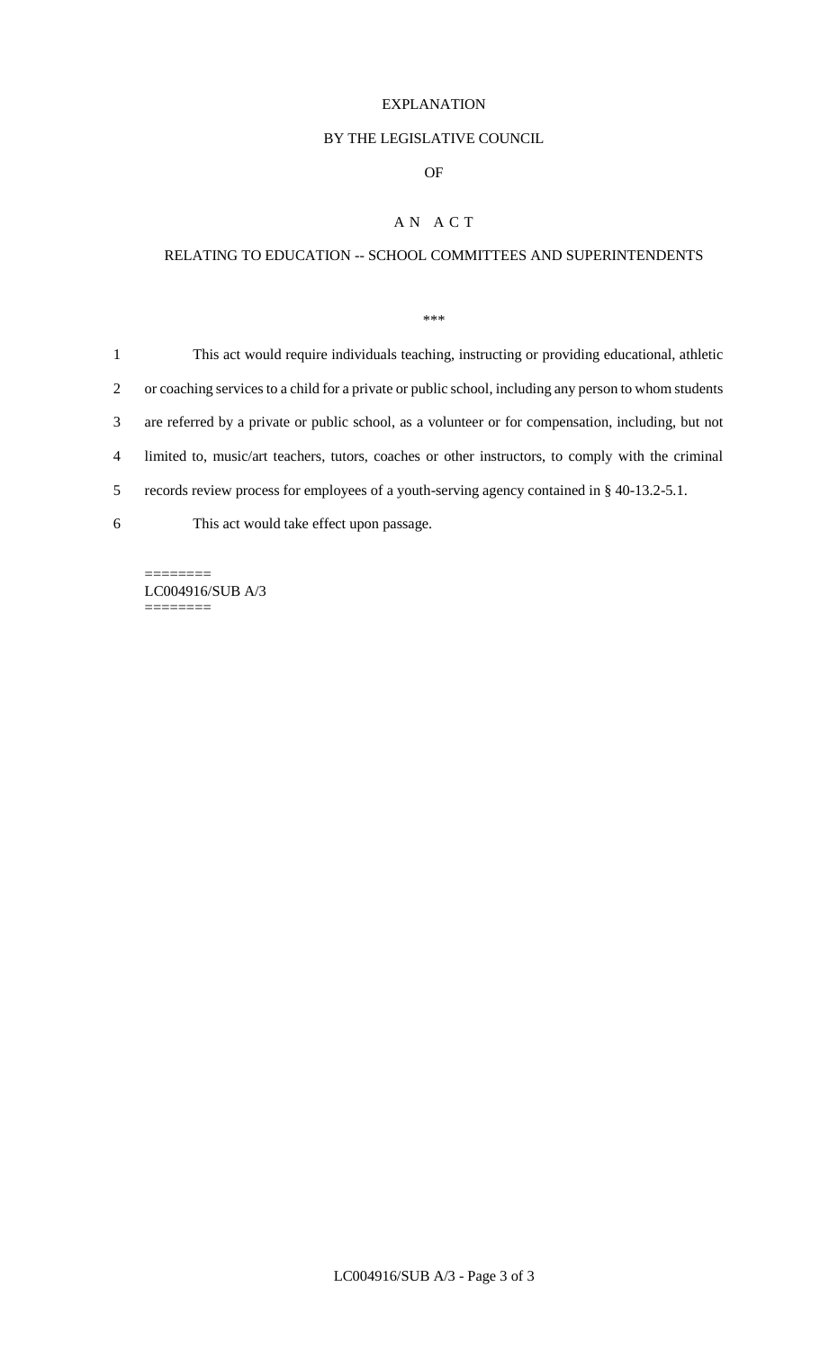EXPLANATION

BY THE LEGISLATIVE COUNCIL

OF

# A N A C T

RELATING TO EDUCATION -- SCHOOL COMMITTEES AND SUPERINTENDENTS

\*\*\*

1 This act would require individuals teaching, instructing or providing educational, athletic
2 or coaching services to a child for a private or public school, including any person to whom students
3 are referred by a private or public school, as a volunteer or for compensation, including, but not
4 limited to, music/art teachers, tutors, coaches or other instructors, to comply with the criminal
5 records review process for employees of a youth-serving agency contained in § 40-13.2-5.1.
6 This act would take effect upon passage.

========
LC004916/SUB A/3
========